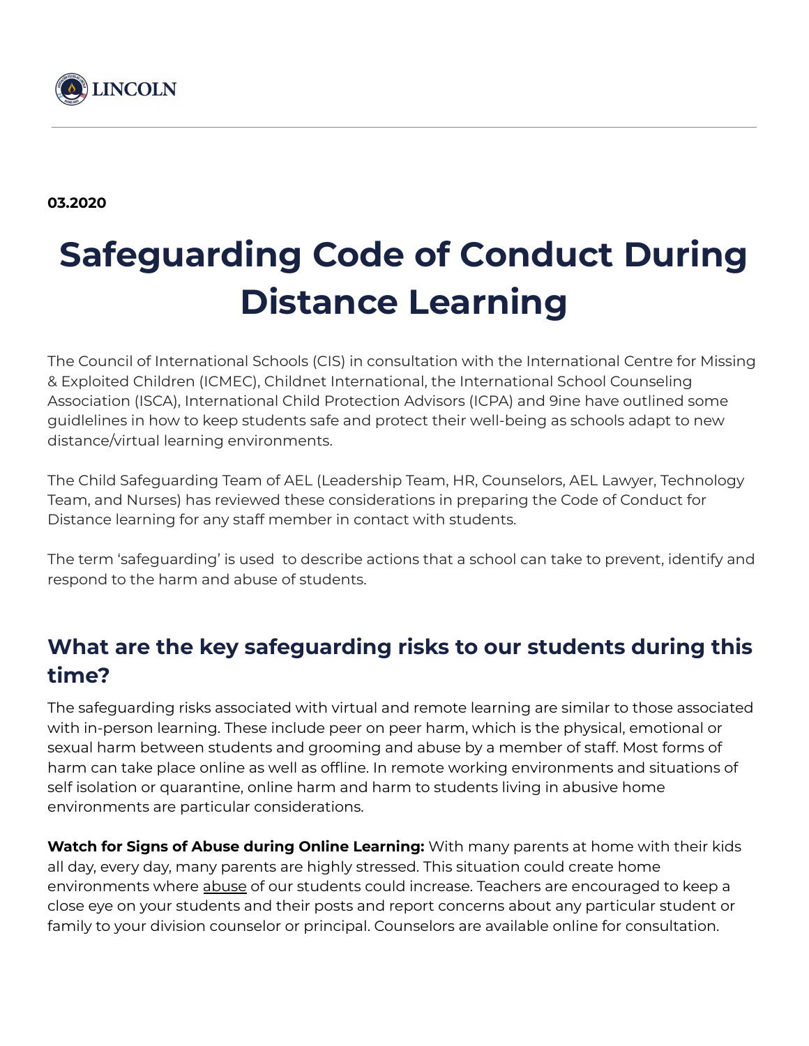**03.2020**

# Safeguarding Code of Conduct During Distance Learning

The Council of International Schools (CIS) in consultation with the International Centre for Missing & Exploited Children (ICMEC), Childnet International, the International School Counseling Association (ISCA), International Child Protection Advisors (ICPA) and 9ine have outlined some guidelines in how to keep students safe and protect their well-being as schools adapt to new distance/virtual learning environments.

The Child Safeguarding Team of AEL (Leadership Team, HR, Counselors, AEL Lawyer, Technology Team, and Nurses) has reviewed these considerations in preparing the Code of Conduct for Distance learning for any staff member in contact with students.

The term 'safeguarding' is used to describe actions that a school can take to prevent, identify and respond to the harm and abuse of students.

## What are the key safeguarding risks to our students during this time?

The safeguarding risks associated with virtual and remote learning are similar to those associated with in-person learning. These include peer on peer harm, which is the physical, emotional or sexual harm between students and grooming and abuse by a member of staff. Most forms of harm can take place online as well as offline. In remote working environments and situations of self isolation or quarantine, online harm and harm to students living in abusive home environments are particular considerations.

**Watch for Signs of Abuse during Online Learning:** With many parents at home with their kids all day, every day, many parents are highly stressed. This situation could create home environments where abuse of our students could increase. Teachers are encouraged to keep a close eye on your students and their posts and report concerns about any particular student or family to your division counselor or principal. Counselors are available online for consultation.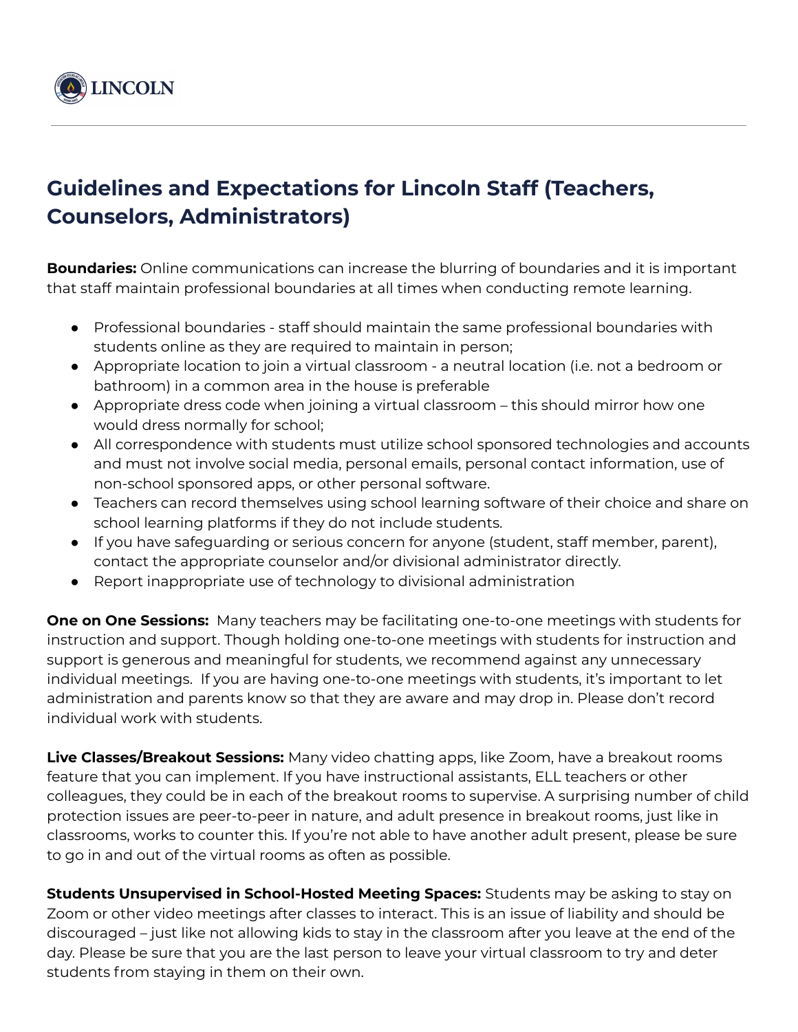## Guidelines and Expectations for Lincoln Staff (Teachers, Counselors, Administrators)

**Boundaries:** Online communications can increase the blurring of boundaries and it is important that staff maintain professional boundaries at all times when conducting remote learning.

- Professional boundaries - staff should maintain the same professional boundaries with students online as they are required to maintain in person;
- Appropriate location to join a virtual classroom - a neutral location (i.e. not a bedroom or bathroom) in a common area in the house is preferable
- Appropriate dress code when joining a virtual classroom – this should mirror how one would dress normally for school;
- All correspondence with students must utilize school sponsored technologies and accounts and must not involve social media, personal emails, personal contact information, use of non-school sponsored apps, or other personal software.
- Teachers can record themselves using school learning software of their choice and share on school learning platforms if they do not include students.
- If you have safeguarding or serious concern for anyone (student, staff member, parent), contact the appropriate counselor and/or divisional administrator directly.
- Report inappropriate use of technology to divisional administration

**One on One Sessions:** Many teachers may be facilitating one-to-one meetings with students for instruction and support. Though holding one-to-one meetings with students for instruction and support is generous and meaningful for students, we recommend against any unnecessary individual meetings. If you are having one-to-one meetings with students, it's important to let administration and parents know so that they are aware and may drop in. Please don't record individual work with students.

**Live Classes/Breakout Sessions:** Many video chatting apps, like Zoom, have a breakout rooms feature that you can implement. If you have instructional assistants, ELL teachers or other colleagues, they could be in each of the breakout rooms to supervise. A surprising number of child protection issues are peer-to-peer in nature, and adult presence in breakout rooms, just like in classrooms, works to counter this. If you're not able to have another adult present, please be sure to go in and out of the virtual rooms as often as possible.

**Students Unsupervised in School-Hosted Meeting Spaces:** Students may be asking to stay on Zoom or other video meetings after classes to interact. This is an issue of liability and should be discouraged – just like not allowing kids to stay in the classroom after you leave at the end of the day. Please be sure that you are the last person to leave your virtual classroom to try and deter students from staying in them on their own.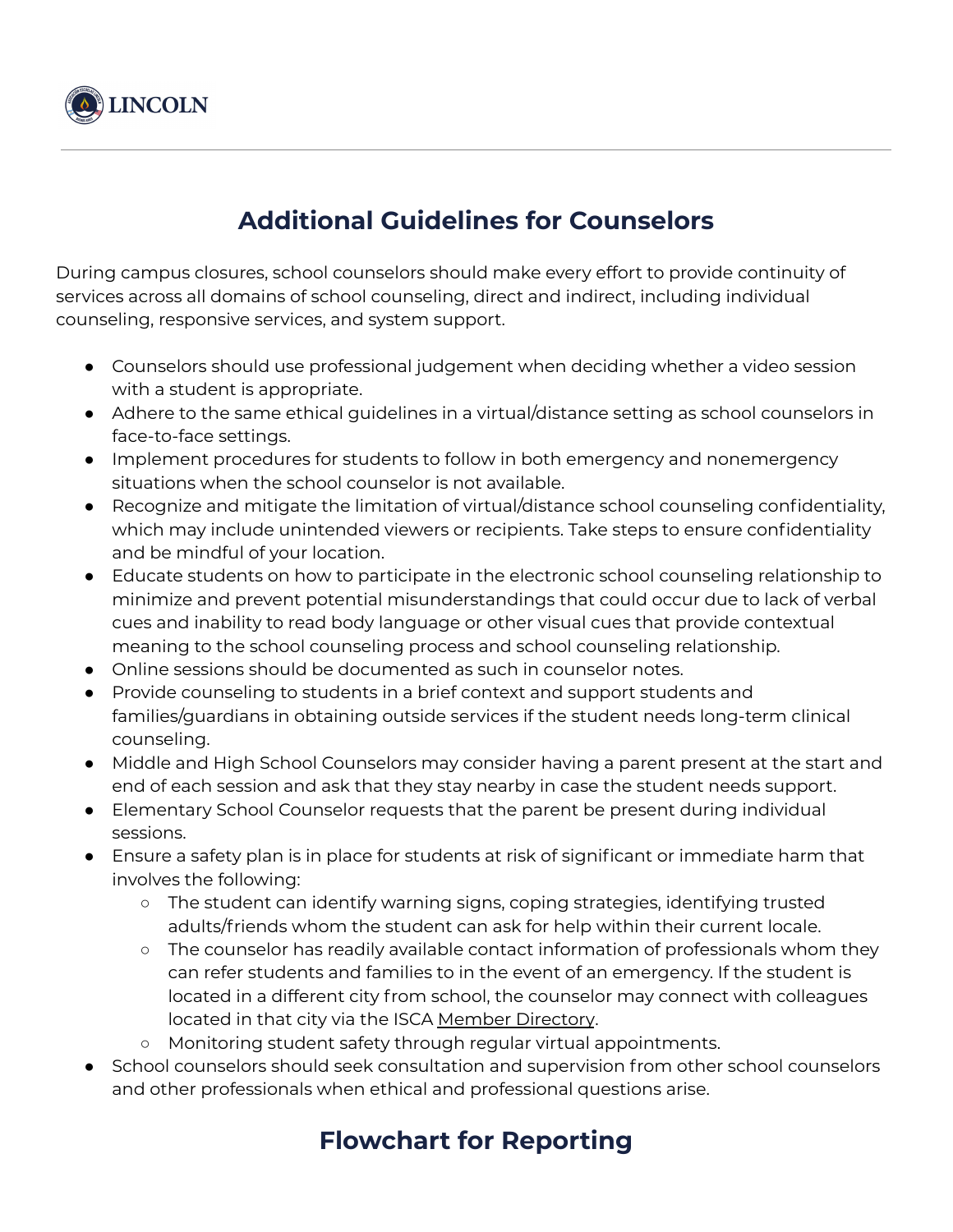## Additional Guidelines for Counselors

During campus closures, school counselors should make every effort to provide continuity of services across all domains of school counseling, direct and indirect, including individual counseling, responsive services, and system support.

- Counselors should use professional judgement when deciding whether a video session with a student is appropriate.
- Adhere to the same ethical guidelines in a virtual/distance setting as school counselors in face-to-face settings.
- Implement procedures for students to follow in both emergency and nonemergency situations when the school counselor is not available.
- Recognize and mitigate the limitation of virtual/distance school counseling confidentiality, which may include unintended viewers or recipients. Take steps to ensure confidentiality and be mindful of your location.
- Educate students on how to participate in the electronic school counseling relationship to minimize and prevent potential misunderstandings that could occur due to lack of verbal cues and inability to read body language or other visual cues that provide contextual meaning to the school counseling process and school counseling relationship.
- Online sessions should be documented as such in counselor notes.
- Provide counseling to students in a brief context and support students and families/guardians in obtaining outside services if the student needs long-term clinical counseling.
- Middle and High School Counselors may consider having a parent present at the start and end of each session and ask that they stay nearby in case the student needs support.
- Elementary School Counselor requests that the parent be present during individual sessions.
- Ensure a safety plan is in place for students at risk of significant or immediate harm that involves the following:
  - The student can identify warning signs, coping strategies, identifying trusted adults/friends whom the student can ask for help within their current locale.
  - The counselor has readily available contact information of professionals whom they can refer students and families to in the event of an emergency. If the student is located in a different city from school, the counselor may connect with colleagues located in that city via the ISCA Member Directory.
  - Monitoring student safety through regular virtual appointments.
- School counselors should seek consultation and supervision from other school counselors and other professionals when ethical and professional questions arise.

## Flowchart for Reporting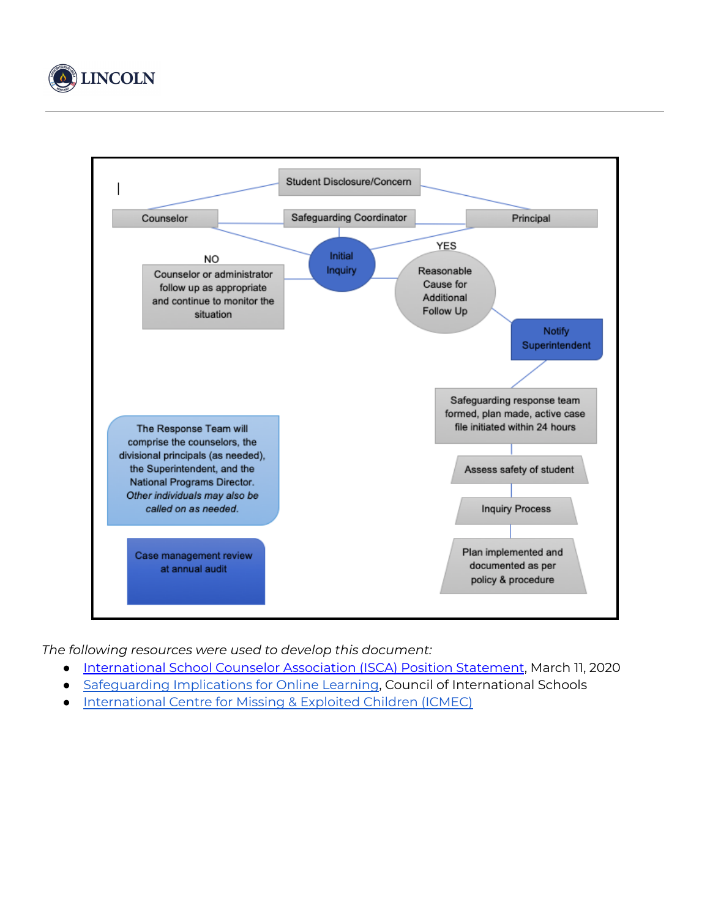Student Disclosure/Concern

Counselor

Safeguarding Coordinator

Principal

Initial Inquiry

NO

Counselor or administrator follow up as appropriate and continue to monitor the situation

YES

Reasonable Cause for Additional Follow Up

Notify Superintendent

Safeguarding response team formed, plan made, active case file initiated within 24 hours

Assess safety of student

Inquiry Process

Plan implemented and documented as per policy & procedure

The Response Team will comprise the counselors, the divisional principals (as needed), the Superintendent, and the National Programs Director. *Other individuals may also be called on as needed.*

Case management review at annual audit

*The following resources were used to develop this document:*

- International School Counselor Association (ISCA) Position Statement, March 11, 2020
- Safeguarding Implications for Online Learning, Council of International Schools
- International Centre for Missing & Exploited Children (ICMEC)